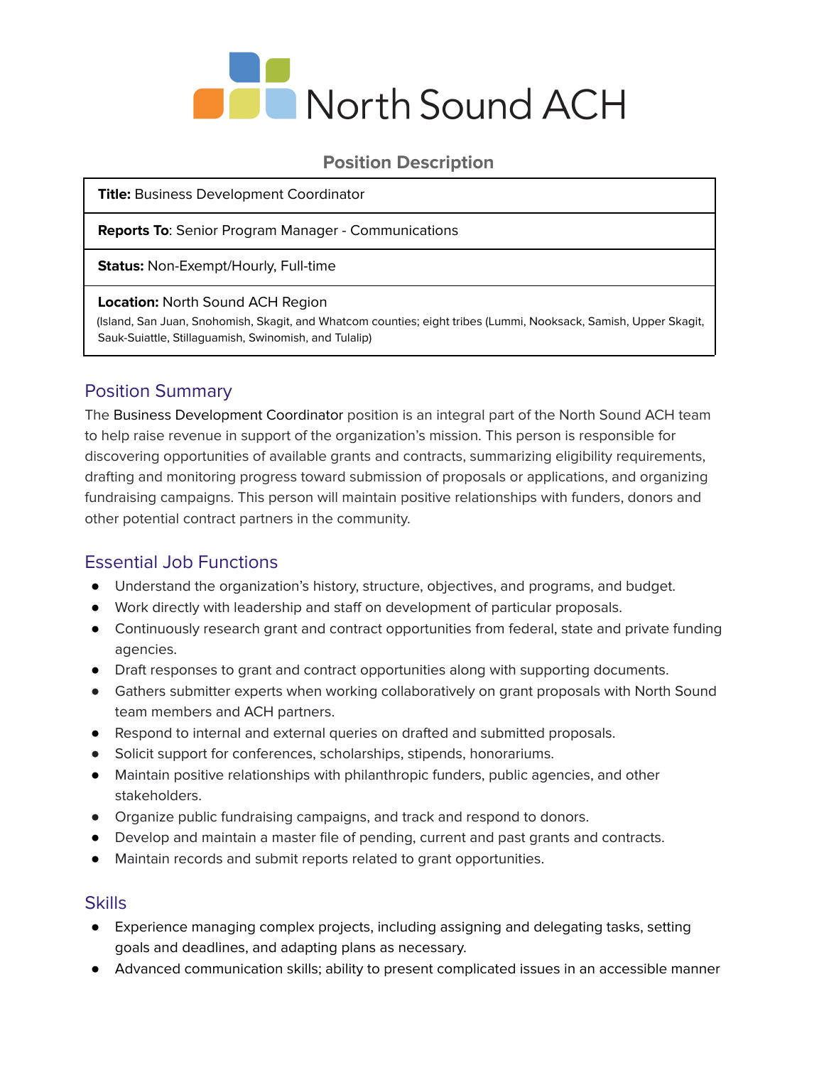# North Sound ACH

## Position Description

| **Title:** Business Development Coordinator |
|---|
| **Reports To**: Senior Program Manager - Communications |
| **Status:** Non-Exempt/Hourly, Full-time |
| **Location:** North Sound ACH Region (Island, San Juan, Snohomish, Skagit, and Whatcom counties; eight tribes (Lummi, Nooksack, Samish, Upper Skagit, Sauk-Suiattle, Stillaguamish, Swinomish, and Tulalip) |

## Position Summary

The Business Development Coordinator position is an integral part of the North Sound ACH team to help raise revenue in support of the organization's mission. This person is responsible for discovering opportunities of available grants and contracts, summarizing eligibility requirements, drafting and monitoring progress toward submission of proposals or applications, and organizing fundraising campaigns. This person will maintain positive relationships with funders, donors and other potential contract partners in the community.

## Essential Job Functions

- Understand the organization's history, structure, objectives, and programs, and budget.
- Work directly with leadership and staff on development of particular proposals.
- Continuously research grant and contract opportunities from federal, state and private funding agencies.
- Draft responses to grant and contract opportunities along with supporting documents.
- Gathers submitter experts when working collaboratively on grant proposals with North Sound team members and ACH partners.
- Respond to internal and external queries on drafted and submitted proposals.
- Solicit support for conferences, scholarships, stipends, honorariums.
- Maintain positive relationships with philanthropic funders, public agencies, and other stakeholders.
- Organize public fundraising campaigns, and track and respond to donors.
- Develop and maintain a master file of pending, current and past grants and contracts.
- Maintain records and submit reports related to grant opportunities.

## Skills

- Experience managing complex projects, including assigning and delegating tasks, setting goals and deadlines, and adapting plans as necessary.
- Advanced communication skills; ability to present complicated issues in an accessible manner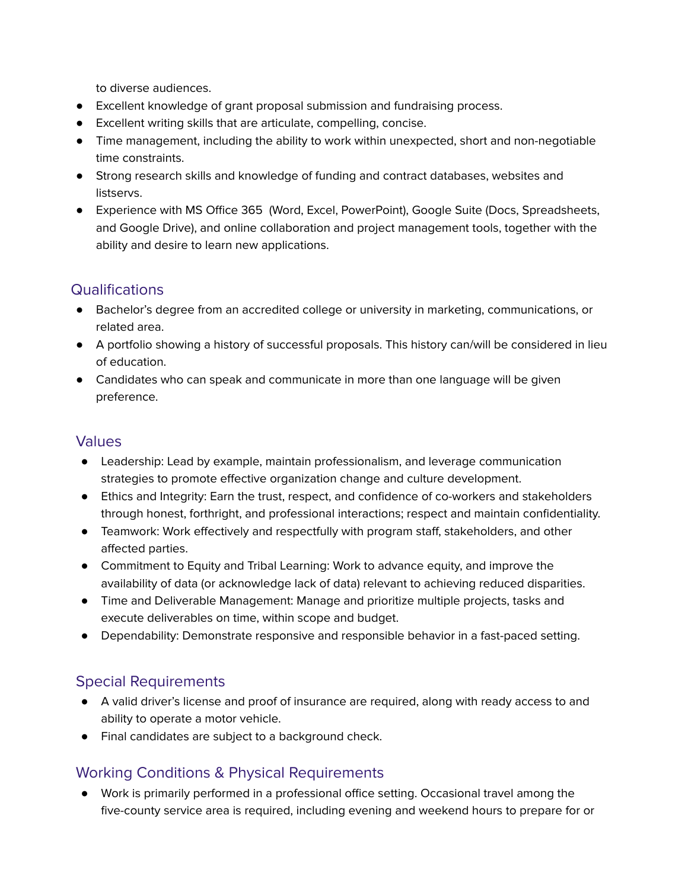to diverse audiences.

- Excellent knowledge of grant proposal submission and fundraising process.
- Excellent writing skills that are articulate, compelling, concise.
- Time management, including the ability to work within unexpected, short and non-negotiable time constraints.
- Strong research skills and knowledge of funding and contract databases, websites and listservs.
- Experience with MS Office 365 (Word, Excel, PowerPoint), Google Suite (Docs, Spreadsheets, and Google Drive), and online collaboration and project management tools, together with the ability and desire to learn new applications.

## Qualifications

- Bachelor's degree from an accredited college or university in marketing, communications, or related area.
- A portfolio showing a history of successful proposals. This history can/will be considered in lieu of education.
- Candidates who can speak and communicate in more than one language will be given preference.

## Values

- Leadership: Lead by example, maintain professionalism, and leverage communication strategies to promote effective organization change and culture development.
- Ethics and Integrity: Earn the trust, respect, and confidence of co-workers and stakeholders through honest, forthright, and professional interactions; respect and maintain confidentiality.
- Teamwork: Work effectively and respectfully with program staff, stakeholders, and other affected parties.
- Commitment to Equity and Tribal Learning: Work to advance equity, and improve the availability of data (or acknowledge lack of data) relevant to achieving reduced disparities.
- Time and Deliverable Management: Manage and prioritize multiple projects, tasks and execute deliverables on time, within scope and budget.
- Dependability: Demonstrate responsive and responsible behavior in a fast-paced setting.

## Special Requirements

- A valid driver's license and proof of insurance are required, along with ready access to and ability to operate a motor vehicle.
- Final candidates are subject to a background check.

## Working Conditions & Physical Requirements

- Work is primarily performed in a professional office setting. Occasional travel among the five-county service area is required, including evening and weekend hours to prepare for or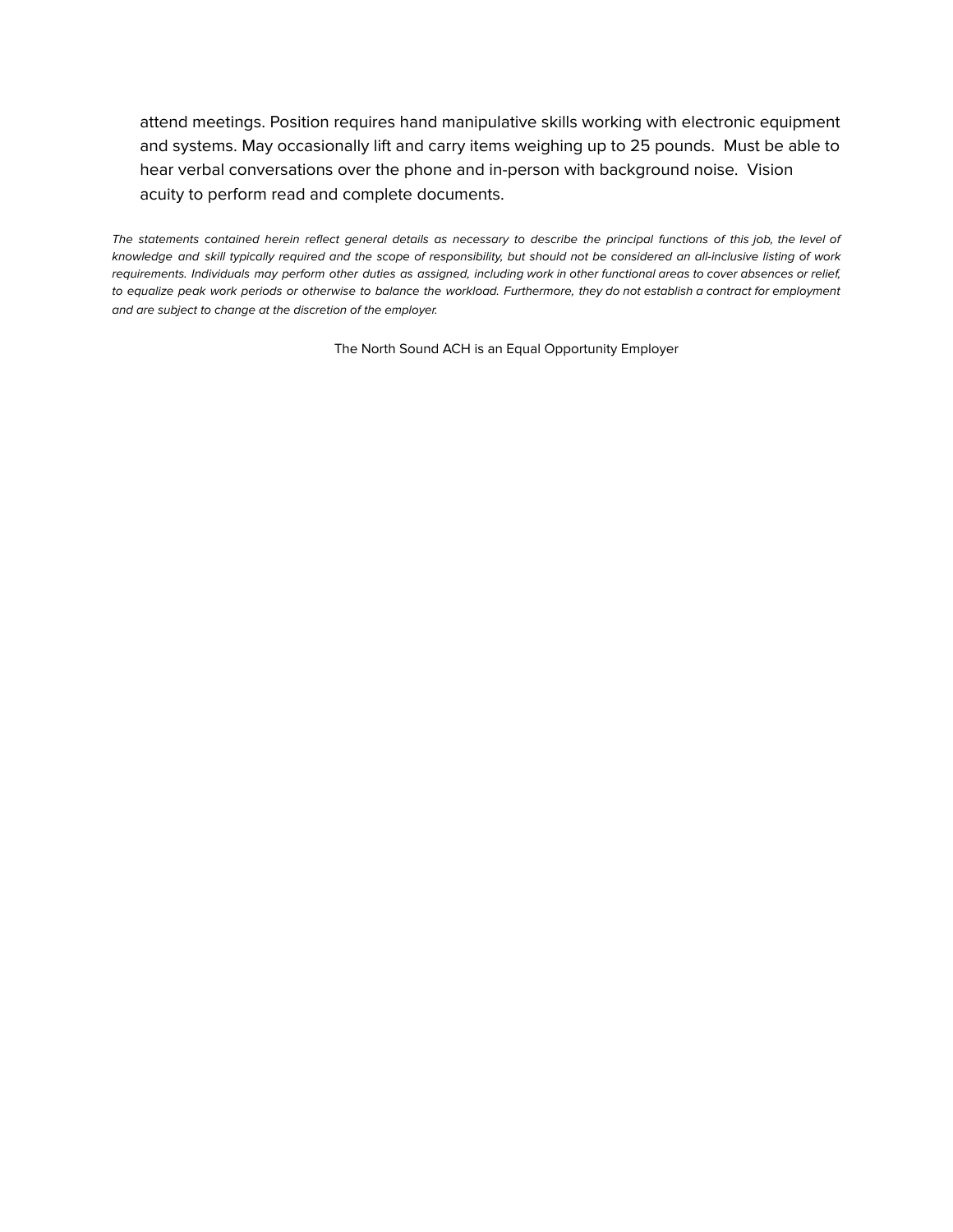attend meetings. Position requires hand manipulative skills working with electronic equipment and systems. May occasionally lift and carry items weighing up to 25 pounds. Must be able to hear verbal conversations over the phone and in-person with background noise. Vision acuity to perform read and complete documents.

*The statements contained herein reflect general details as necessary to describe the principal functions of this job, the level of knowledge and skill typically required and the scope of responsibility, but should not be considered an all-inclusive listing of work requirements. Individuals may perform other duties as assigned, including work in other functional areas to cover absences or relief, to equalize peak work periods or otherwise to balance the workload. Furthermore, they do not establish a contract for employment and are subject to change at the discretion of the employer.*

The North Sound ACH is an Equal Opportunity Employer